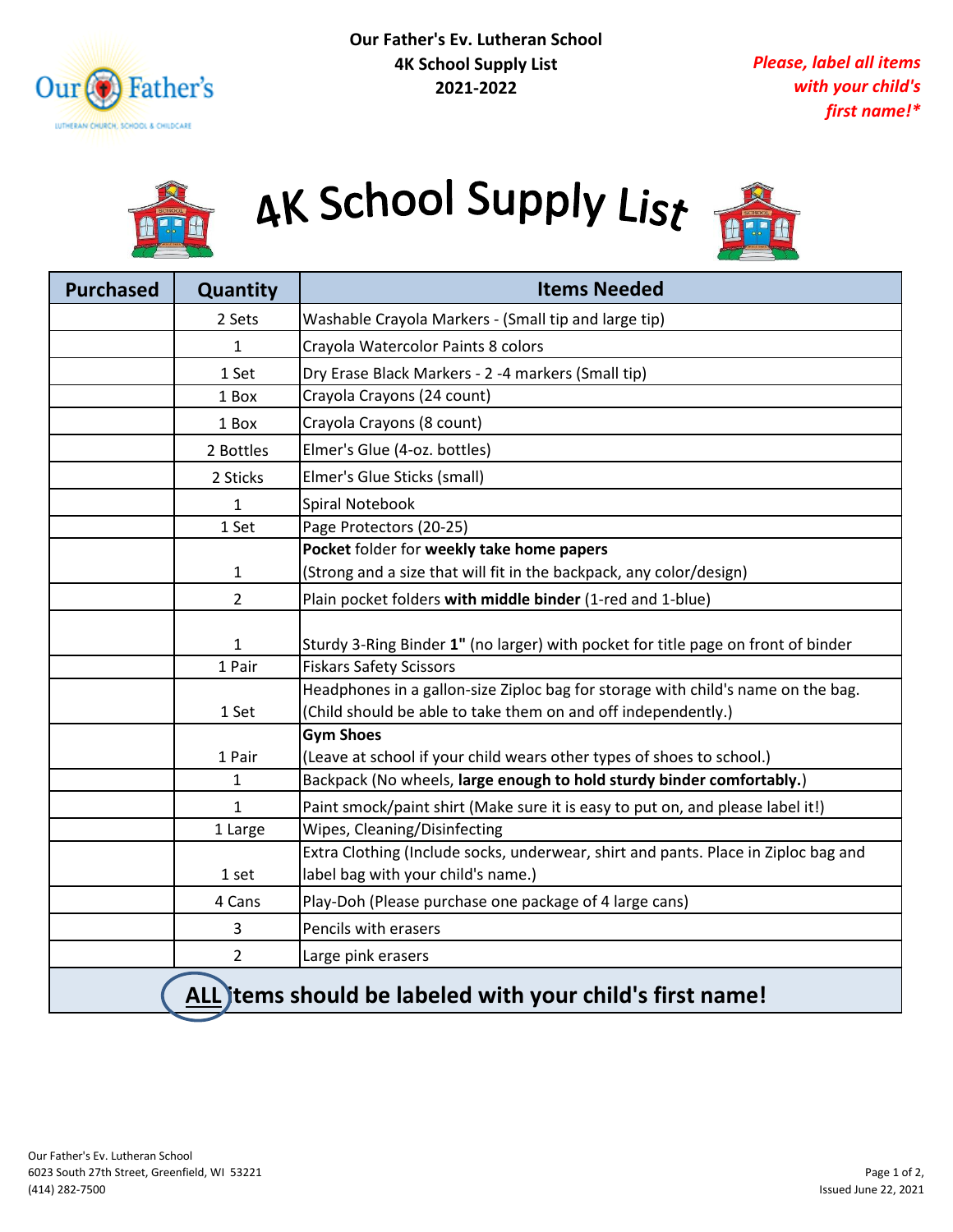**Our Father's Ev. Lutheran School**
**4K School Supply List**
**2021-2022**

***Please, label all items with your child's first name!****

# 4K School Supply List

| Purchased | Quantity | Items Needed |
|---|---|---|
| | 2 Sets | Washable Crayola Markers - (Small tip and large tip) |
| | 1 | Crayola Watercolor Paints 8 colors |
| | 1 Set | Dry Erase Black Markers - 2 -4 markers (Small tip) |
| | 1 Box | Crayola Crayons (24 count) |
| | 1 Box | Crayola Crayons (8 count) |
| | 2 Bottles | Elmer's Glue (4-oz. bottles) |
| | 2 Sticks | Elmer's Glue Sticks (small) |
| | 1 | Spiral Notebook |
| | 1 Set | Page Protectors (20-25) |
| | 1 | **Pocket** folder for **weekly take home papers** (Strong and a size that will fit in the backpack, any color/design) |
| | 2 | Plain pocket folders **with middle binder** (1-red and 1-blue) |
| | 1 | Sturdy 3-Ring Binder **1"** (no larger) with pocket for title page on front of binder |
| | 1 Pair | Fiskars Safety Scissors |
| | 1 Set | Headphones in a gallon-size Ziploc bag for storage with child's name on the bag. (Child should be able to take them on and off independently.) |
| | 1 Pair | **Gym Shoes** (Leave at school if your child wears other types of shoes to school.) |
| | 1 | Backpack (No wheels, **large enough to hold sturdy binder comfortably.**) |
| | 1 | Paint smock/paint shirt (Make sure it is easy to put on, and please label it!) |
| | 1 Large | Wipes, Cleaning/Disinfecting |
| | 1 set | Extra Clothing (Include socks, underwear, shirt and pants. Place in Ziploc bag and label bag with your child's name.) |
| | 4 Cans | Play-Doh (Please purchase one package of 4 large cans) |
| | 3 | Pencils with erasers |
| | 2 | Large pink erasers |

**ALL items should be labeled with your child's first name!**

Our Father's Ev. Lutheran School
6023 South 27th Street, Greenfield, WI 53221
(414) 282-7500

Issued June 22, 2021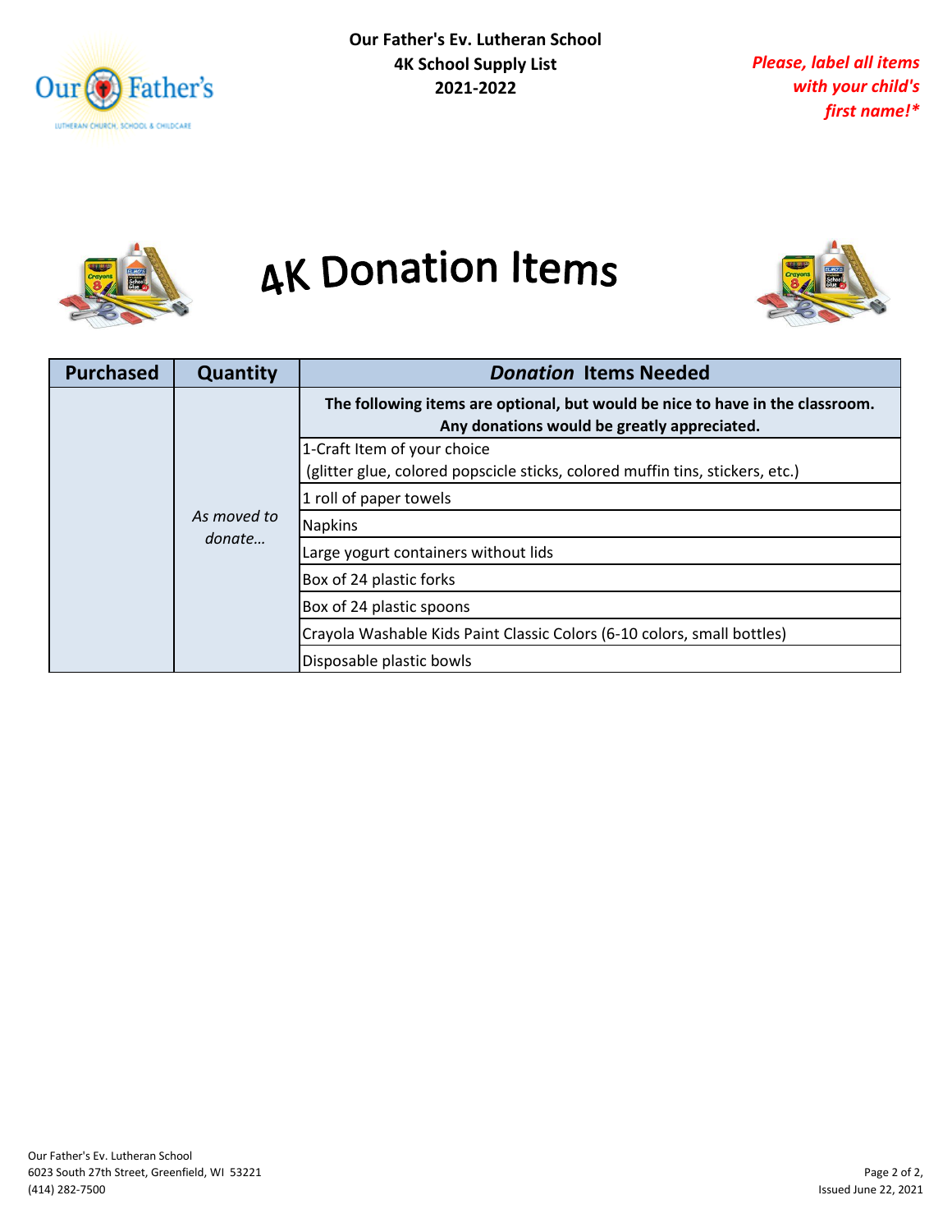Our Father's Ev. Lutheran School
4K School Supply List
2021-2022

***Please, label all items with your child's first name!****

# 4K Donation Items

| Purchased | Quantity | ***Donation*** **Items Needed** |
|---|---|---|
| | *As moved to donate…* | **The following items are optional, but would be nice to have in the classroom. Any donations would be greatly appreciated.** |
| | | 1-Craft Item of your choice (glitter glue, colored popscicle sticks, colored muffin tins, stickers, etc.) |
| | | 1 roll of paper towels |
| | | Napkins |
| | | Large yogurt containers without lids |
| | | Box of 24 plastic forks |
| | | Box of 24 plastic spoons |
| | | Crayola Washable Kids Paint Classic Colors (6-10 colors, small bottles) |
| | | Disposable plastic bowls |

Our Father's Ev. Lutheran School
6023 South 27th Street, Greenfield, WI 53221
(414) 282-7500

Issued June 22, 2021